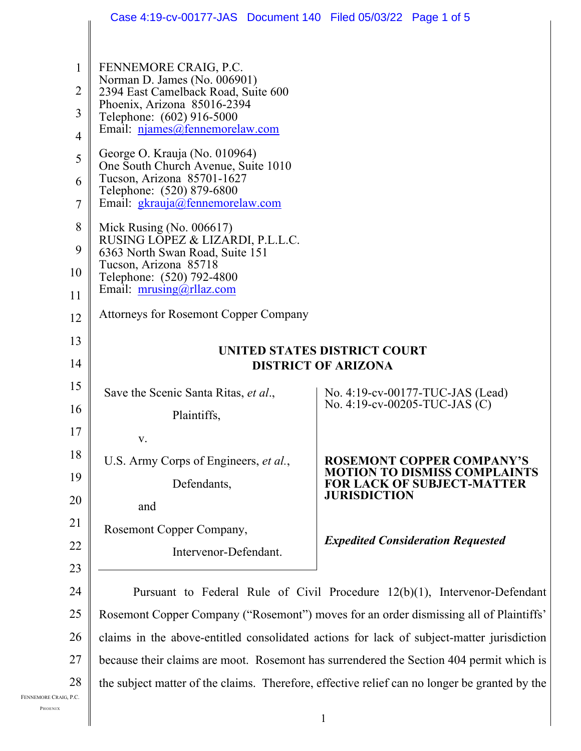FENNEMORE CRAIG, P.C.
Norman D. James (No. 006901)
2394 East Camelback Road, Suite 600
Phoenix, Arizona 85016-2394
Telephone: (602) 916-5000
Email: njames@fennemorelaw.com

George O. Krauja (No. 010964)
One South Church Avenue, Suite 1010
Tucson, Arizona 85701-1627
Telephone: (520) 879-6800
Email: gkrauja@fennemorelaw.com

Mick Rusing (No. 006617)
RUSING LOPEZ & LIZARDI, P.L.L.C.
6363 North Swan Road, Suite 151
Tucson, Arizona 85718
Telephone: (520) 792-4800
Email: mrusing@rllaz.com

Attorneys for Rosemont Copper Company

**UNITED STATES DISTRICT COURT**
**DISTRICT OF ARIZONA**

Save the Scenic Santa Ritas, *et al*.,

Plaintiffs,

v.

U.S. Army Corps of Engineers, *et al.*,

Defendants,

and

Rosemont Copper Company,

Intervenor-Defendant.

No. 4:19-cv-00177-TUC-JAS (Lead)
No. 4:19-cv-00205-TUC-JAS (C)

**ROSEMONT COPPER COMPANY'S MOTION TO DISMISS COMPLAINTS FOR LACK OF SUBJECT-MATTER JURISDICTION**

***Expedited Consideration Requested***

Pursuant to Federal Rule of Civil Procedure 12(b)(1), Intervenor-Defendant Rosemont Copper Company ("Rosemont") moves for an order dismissing all of Plaintiffs' claims in the above-entitled consolidated actions for lack of subject-matter jurisdiction because their claims are moot. Rosemont has surrendered the Section 404 permit which is the subject matter of the claims. Therefore, effective relief can no longer be granted by the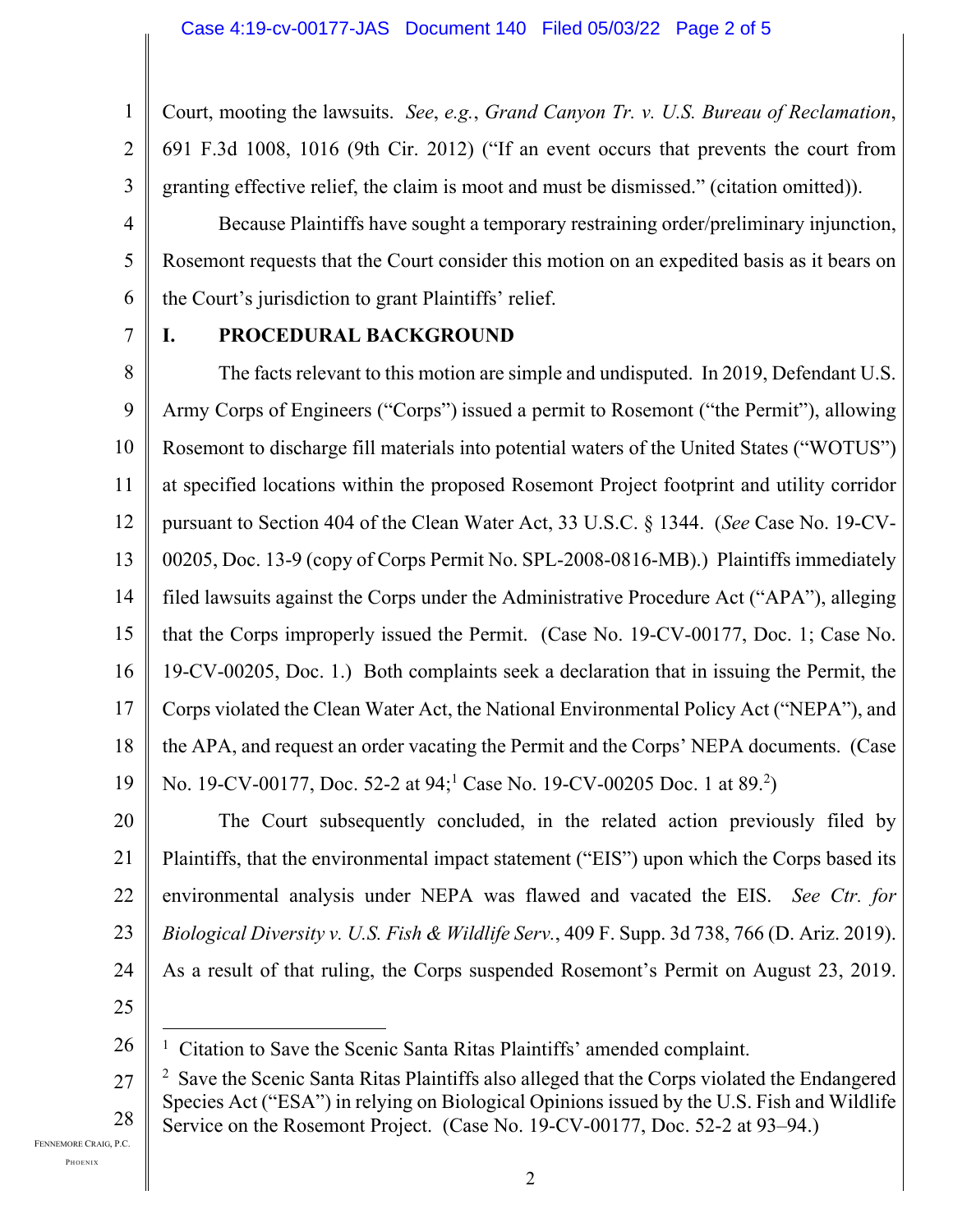Court, mooting the lawsuits. *See*, *e.g.*, *Grand Canyon Tr. v. U.S. Bureau of Reclamation*, 691 F.3d 1008, 1016 (9th Cir. 2012) ("If an event occurs that prevents the court from granting effective relief, the claim is moot and must be dismissed." (citation omitted)).

Because Plaintiffs have sought a temporary restraining order/preliminary injunction, Rosemont requests that the Court consider this motion on an expedited basis as it bears on the Court's jurisdiction to grant Plaintiffs' relief.

## I. PROCEDURAL BACKGROUND

The facts relevant to this motion are simple and undisputed. In 2019, Defendant U.S. Army Corps of Engineers ("Corps") issued a permit to Rosemont ("the Permit"), allowing Rosemont to discharge fill materials into potential waters of the United States ("WOTUS") at specified locations within the proposed Rosemont Project footprint and utility corridor pursuant to Section 404 of the Clean Water Act, 33 U.S.C. § 1344. (*See* Case No. 19-CV-00205, Doc. 13-9 (copy of Corps Permit No. SPL-2008-0816-MB).) Plaintiffs immediately filed lawsuits against the Corps under the Administrative Procedure Act ("APA"), alleging that the Corps improperly issued the Permit. (Case No. 19-CV-00177, Doc. 1; Case No. 19-CV-00205, Doc. 1.) Both complaints seek a declaration that in issuing the Permit, the Corps violated the Clean Water Act, the National Environmental Policy Act ("NEPA"), and the APA, and request an order vacating the Permit and the Corps' NEPA documents. (Case No. 19-CV-00177, Doc. 52-2 at 94;[1] Case No. 19-CV-00205 Doc. 1 at 89.[2])

The Court subsequently concluded, in the related action previously filed by Plaintiffs, that the environmental impact statement ("EIS") upon which the Corps based its environmental analysis under NEPA was flawed and vacated the EIS. *See Ctr. for Biological Diversity v. U.S. Fish & Wildlife Serv.*, 409 F. Supp. 3d 738, 766 (D. Ariz. 2019). As a result of that ruling, the Corps suspended Rosemont's Permit on August 23, 2019.

---

[1] Citation to Save the Scenic Santa Ritas Plaintiffs' amended complaint.

[2] Save the Scenic Santa Ritas Plaintiffs also alleged that the Corps violated the Endangered Species Act ("ESA") in relying on Biological Opinions issued by the U.S. Fish and Wildlife Service on the Rosemont Project. (Case No. 19-CV-00177, Doc. 52-2 at 93–94.)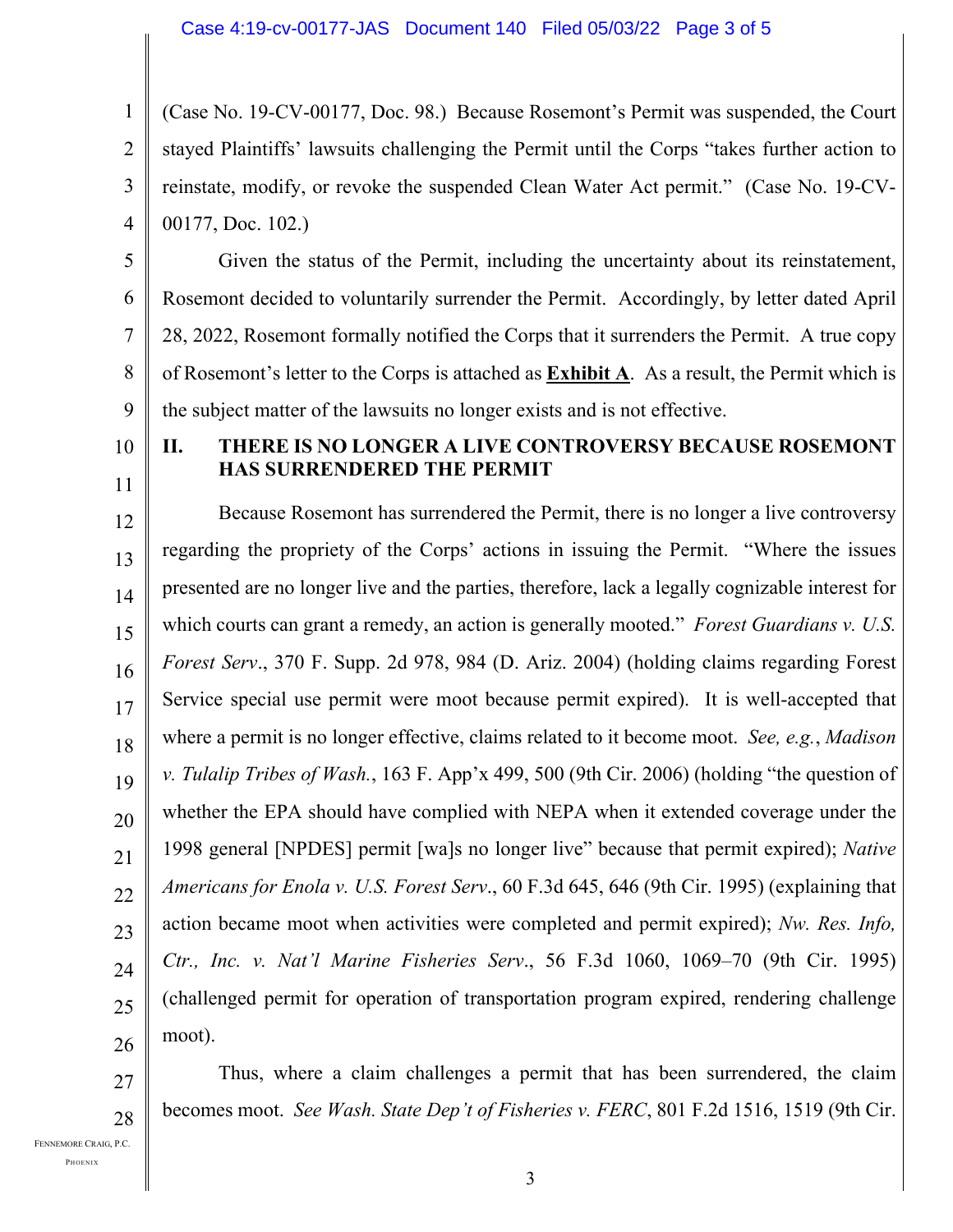(Case No. 19-CV-00177, Doc. 98.) Because Rosemont's Permit was suspended, the Court stayed Plaintiffs' lawsuits challenging the Permit until the Corps "takes further action to reinstate, modify, or revoke the suspended Clean Water Act permit." (Case No. 19-CV-00177, Doc. 102.)

Given the status of the Permit, including the uncertainty about its reinstatement, Rosemont decided to voluntarily surrender the Permit. Accordingly, by letter dated April 28, 2022, Rosemont formally notified the Corps that it surrenders the Permit. A true copy of Rosemont's letter to the Corps is attached as **Exhibit A**. As a result, the Permit which is the subject matter of the lawsuits no longer exists and is not effective.

## II. THERE IS NO LONGER A LIVE CONTROVERSY BECAUSE ROSEMONT HAS SURRENDERED THE PERMIT

Because Rosemont has surrendered the Permit, there is no longer a live controversy regarding the propriety of the Corps' actions in issuing the Permit. "Where the issues presented are no longer live and the parties, therefore, lack a legally cognizable interest for which courts can grant a remedy, an action is generally mooted." *Forest Guardians v. U.S. Forest Serv*., 370 F. Supp. 2d 978, 984 (D. Ariz. 2004) (holding claims regarding Forest Service special use permit were moot because permit expired). It is well-accepted that where a permit is no longer effective, claims related to it become moot. *See, e.g.*, *Madison v. Tulalip Tribes of Wash.*, 163 F. App'x 499, 500 (9th Cir. 2006) (holding "the question of whether the EPA should have complied with NEPA when it extended coverage under the 1998 general [NPDES] permit [wa]s no longer live" because that permit expired); *Native Americans for Enola v. U.S. Forest Serv*., 60 F.3d 645, 646 (9th Cir. 1995) (explaining that action became moot when activities were completed and permit expired); *Nw. Res. Info, Ctr., Inc. v. Nat'l Marine Fisheries Serv*., 56 F.3d 1060, 1069–70 (9th Cir. 1995) (challenged permit for operation of transportation program expired, rendering challenge moot).

Thus, where a claim challenges a permit that has been surrendered, the claim becomes moot. *See Wash. State Dep't of Fisheries v. FERC*, 801 F.2d 1516, 1519 (9th Cir.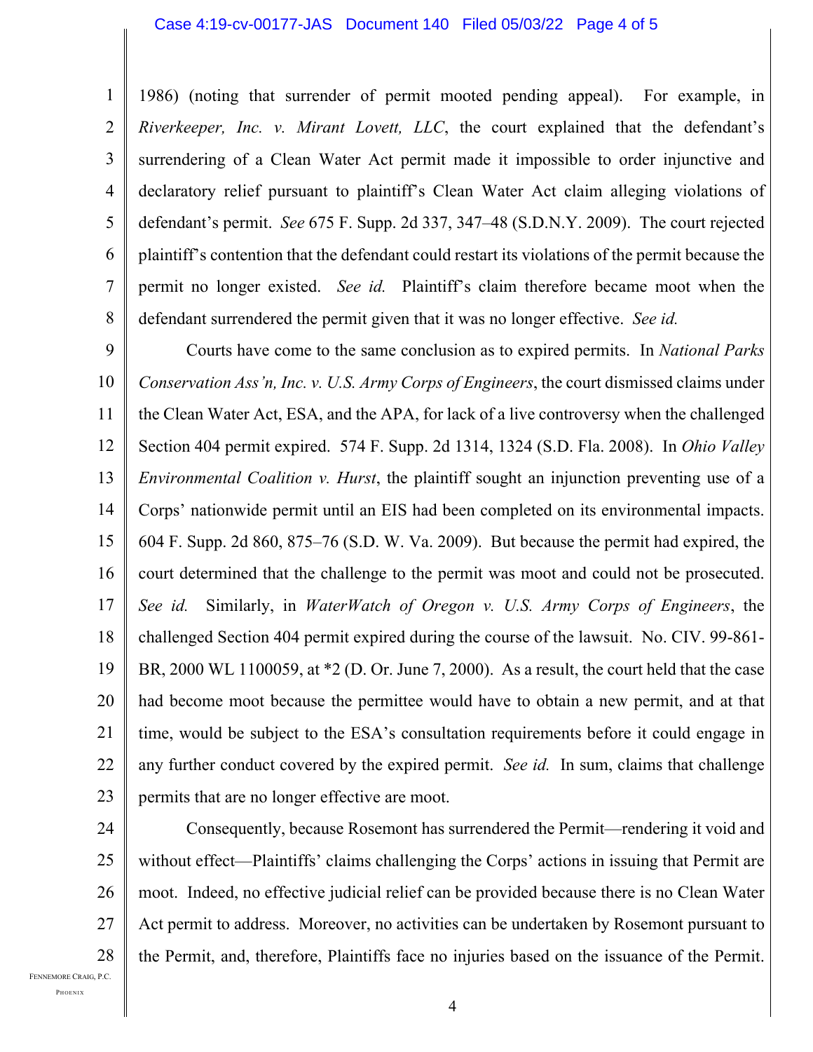1986) (noting that surrender of permit mooted pending appeal). For example, in *Riverkeeper, Inc. v. Mirant Lovett, LLC*, the court explained that the defendant's surrendering of a Clean Water Act permit made it impossible to order injunctive and declaratory relief pursuant to plaintiff's Clean Water Act claim alleging violations of defendant's permit. *See* 675 F. Supp. 2d 337, 347–48 (S.D.N.Y. 2009). The court rejected plaintiff's contention that the defendant could restart its violations of the permit because the permit no longer existed. *See id.* Plaintiff's claim therefore became moot when the defendant surrendered the permit given that it was no longer effective. *See id.*

Courts have come to the same conclusion as to expired permits. In *National Parks Conservation Ass'n, Inc. v. U.S. Army Corps of Engineers*, the court dismissed claims under the Clean Water Act, ESA, and the APA, for lack of a live controversy when the challenged Section 404 permit expired. 574 F. Supp. 2d 1314, 1324 (S.D. Fla. 2008). In *Ohio Valley Environmental Coalition v. Hurst*, the plaintiff sought an injunction preventing use of a Corps' nationwide permit until an EIS had been completed on its environmental impacts. 604 F. Supp. 2d 860, 875–76 (S.D. W. Va. 2009). But because the permit had expired, the court determined that the challenge to the permit was moot and could not be prosecuted. *See id.* Similarly, in *WaterWatch of Oregon v. U.S. Army Corps of Engineers*, the challenged Section 404 permit expired during the course of the lawsuit. No. CIV. 99-861-BR, 2000 WL 1100059, at *2 (D. Or. June 7, 2000). As a result, the court held that the case had become moot because the permittee would have to obtain a new permit, and at that time, would be subject to the ESA's consultation requirements before it could engage in any further conduct covered by the expired permit. *See id.* In sum, claims that challenge permits that are no longer effective are moot.

Consequently, because Rosemont has surrendered the Permit—rendering it void and without effect—Plaintiffs' claims challenging the Corps' actions in issuing that Permit are moot. Indeed, no effective judicial relief can be provided because there is no Clean Water Act permit to address. Moreover, no activities can be undertaken by Rosemont pursuant to the Permit, and, therefore, Plaintiffs face no injuries based on the issuance of the Permit.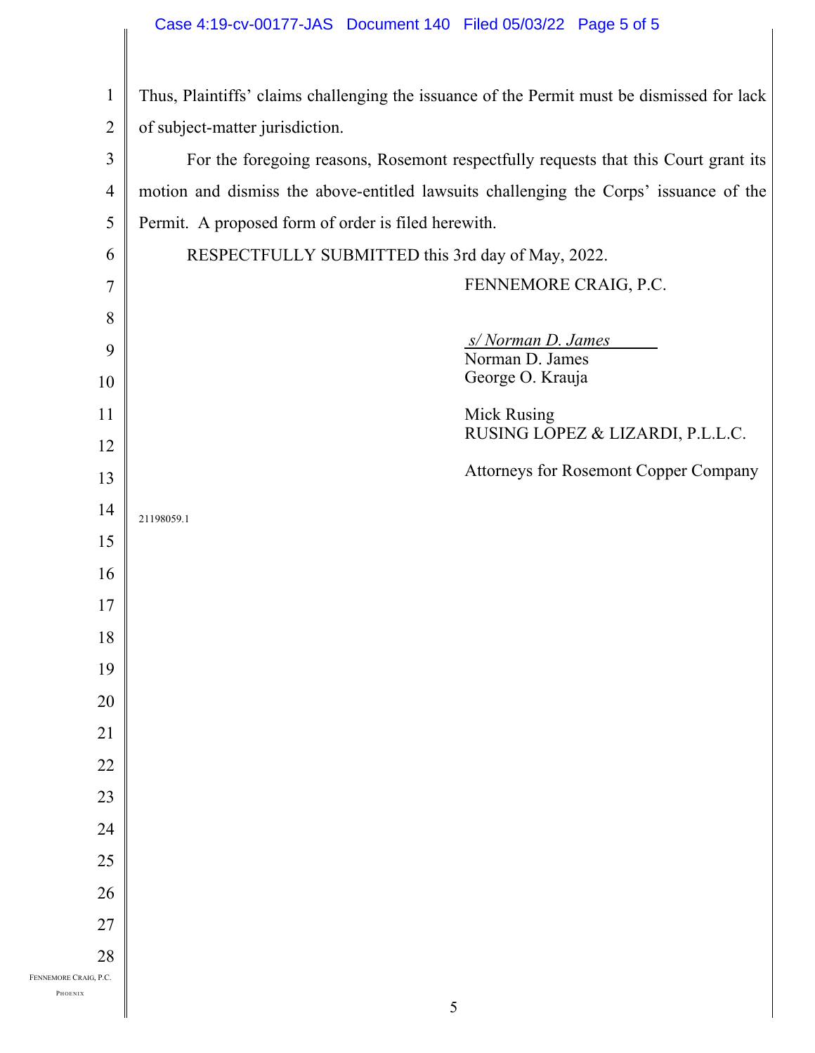Thus, Plaintiffs' claims challenging the issuance of the Permit must be dismissed for lack of subject-matter jurisdiction.

For the foregoing reasons, Rosemont respectfully requests that this Court grant its motion and dismiss the above-entitled lawsuits challenging the Corps' issuance of the Permit. A proposed form of order is filed herewith.

RESPECTFULLY SUBMITTED this 3rd day of May, 2022.

FENNEMORE CRAIG, P.C.

*s/ Norman D. James*
Norman D. James
George O. Krauja

Mick Rusing
RUSING LOPEZ & LIZARDI, P.L.L.C.

Attorneys for Rosemont Copper Company

21198059.1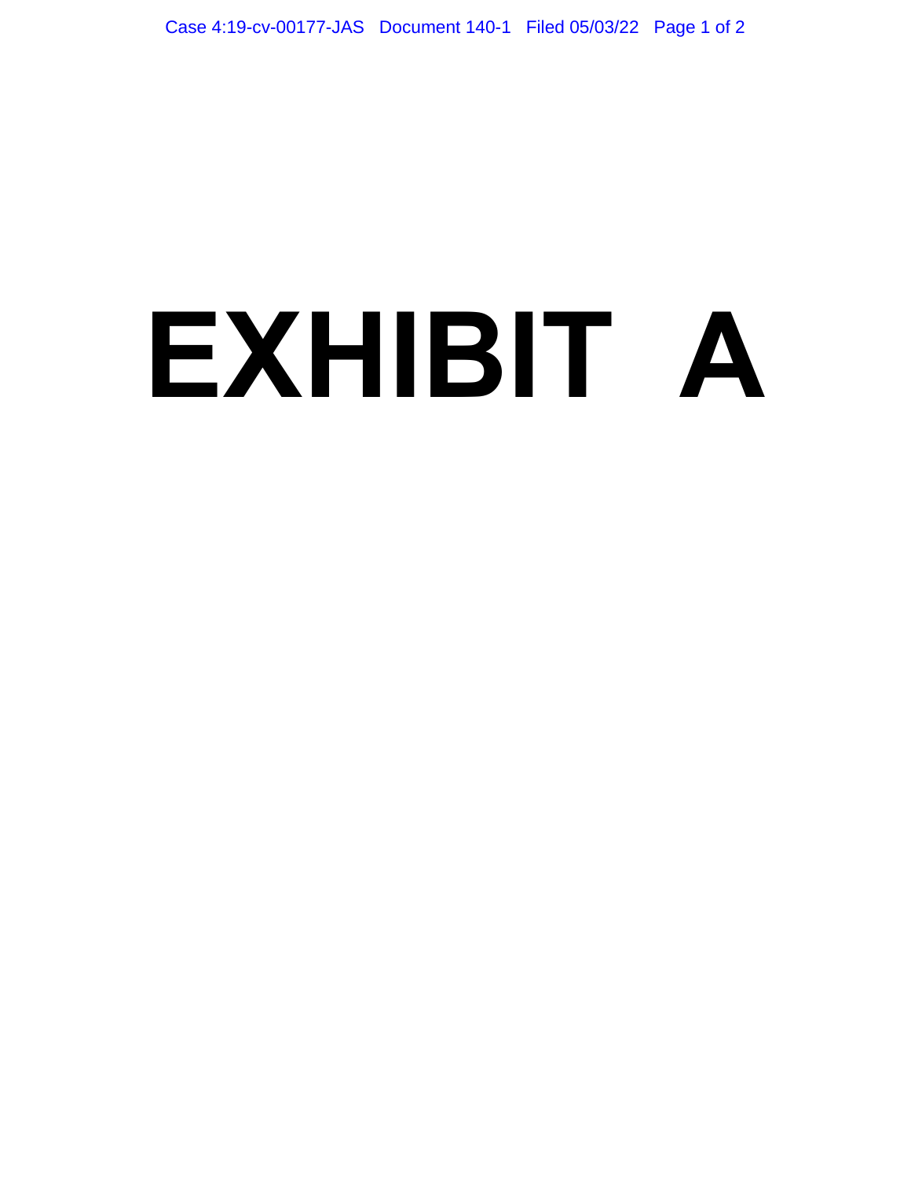# EXHIBIT A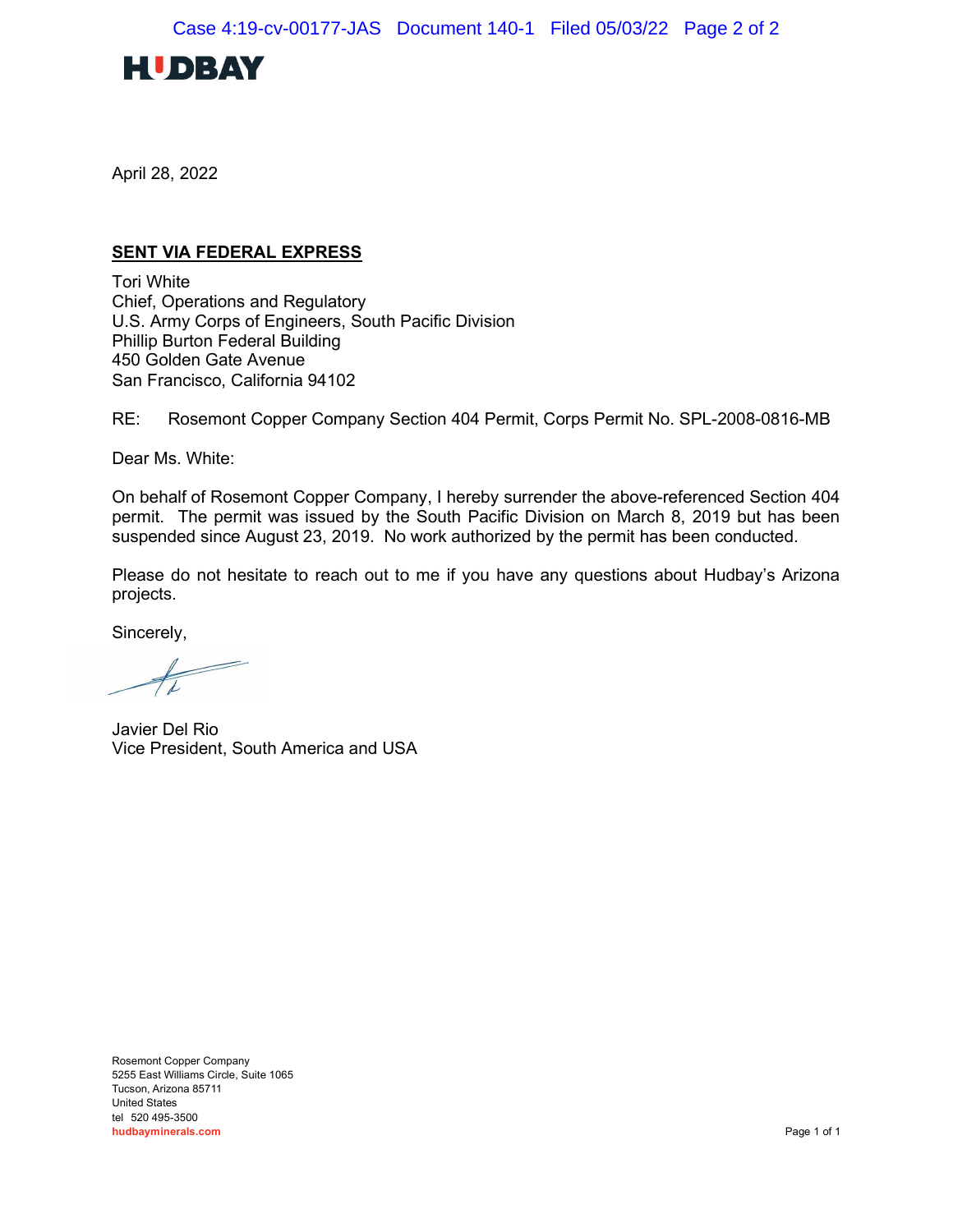HUDBAY

April 28, 2022

**SENT VIA FEDERAL EXPRESS**

Tori White
Chief, Operations and Regulatory
U.S. Army Corps of Engineers, South Pacific Division
Phillip Burton Federal Building
450 Golden Gate Avenue
San Francisco, California 94102

RE: Rosemont Copper Company Section 404 Permit, Corps Permit No. SPL-2008-0816-MB

Dear Ms. White:

On behalf of Rosemont Copper Company, I hereby surrender the above-referenced Section 404 permit. The permit was issued by the South Pacific Division on March 8, 2019 but has been suspended since August 23, 2019. No work authorized by the permit has been conducted.

Please do not hesitate to reach out to me if you have any questions about Hudbay's Arizona projects.

Sincerely,

Javier Del Rio
Vice President, South America and USA

Rosemont Copper Company
5255 East Williams Circle, Suite 1065
Tucson, Arizona 85711
United States
tel 520 495-3500
hudbayminerals.com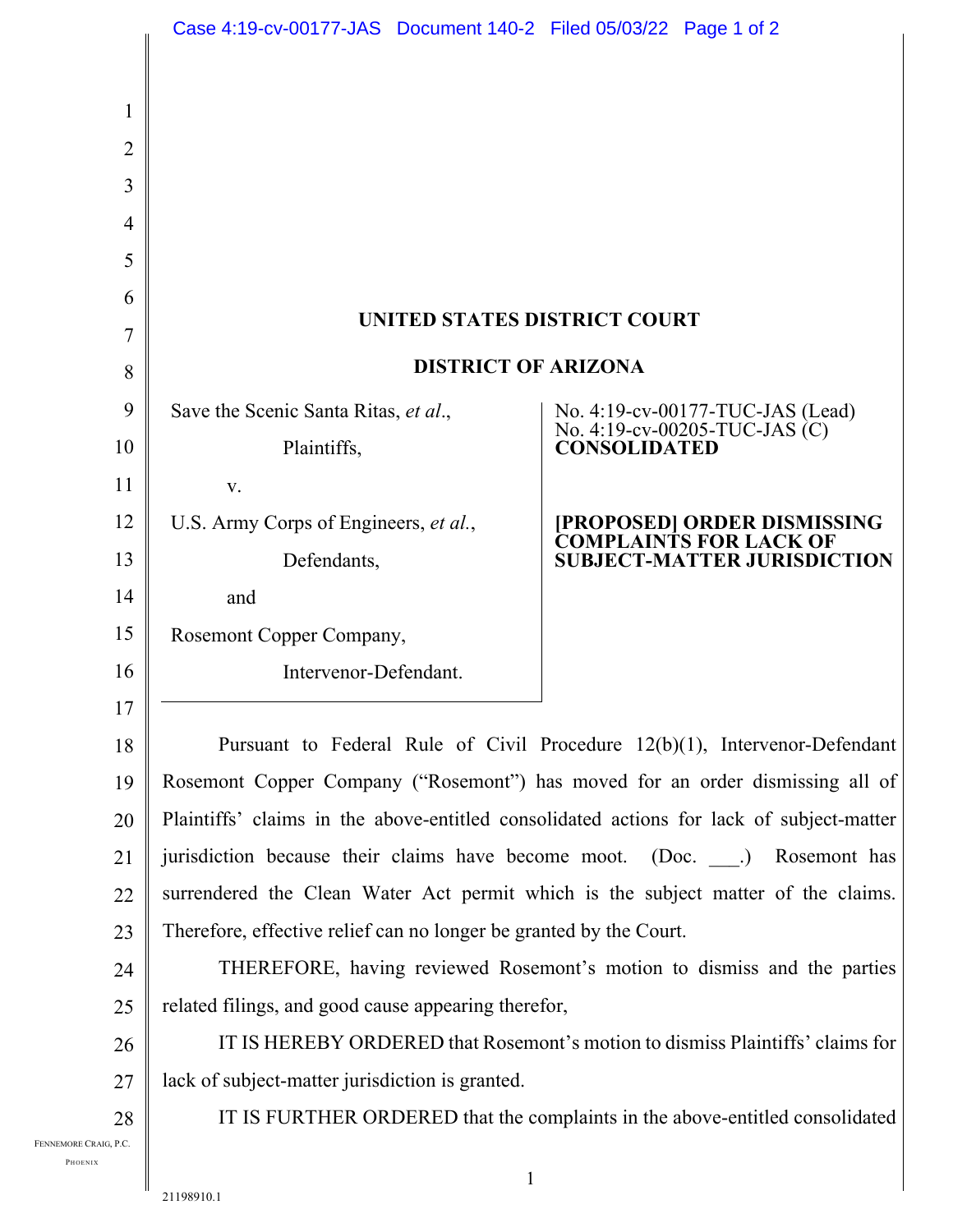**UNITED STATES DISTRICT COURT**

**DISTRICT OF ARIZONA**

| | |
|---|---|
| Save the Scenic Santa Ritas, *et al*.,<br><br>Plaintiffs,<br><br>v.<br><br>U.S. Army Corps of Engineers, *et al*.,<br><br>Defendants,<br><br>and<br><br>Rosemont Copper Company,<br><br>Intervenor-Defendant. | No. 4:19-cv-00177-TUC-JAS (Lead)<br>No. 4:19-cv-00205-TUC-JAS (C)<br>**CONSOLIDATED**<br><br>**[PROPOSED] ORDER DISMISSING COMPLAINTS FOR LACK OF SUBJECT-MATTER JURISDICTION** |

Pursuant to Federal Rule of Civil Procedure 12(b)(1), Intervenor-Defendant Rosemont Copper Company ("Rosemont") has moved for an order dismissing all of Plaintiffs' claims in the above-entitled consolidated actions for lack of subject-matter jurisdiction because their claims have become moot. (Doc. ___.) Rosemont has surrendered the Clean Water Act permit which is the subject matter of the claims. Therefore, effective relief can no longer be granted by the Court.

THEREFORE, having reviewed Rosemont's motion to dismiss and the parties related filings, and good cause appearing therefor,

IT IS HEREBY ORDERED that Rosemont's motion to dismiss Plaintiffs' claims for lack of subject-matter jurisdiction is granted.

IT IS FURTHER ORDERED that the complaints in the above-entitled consolidated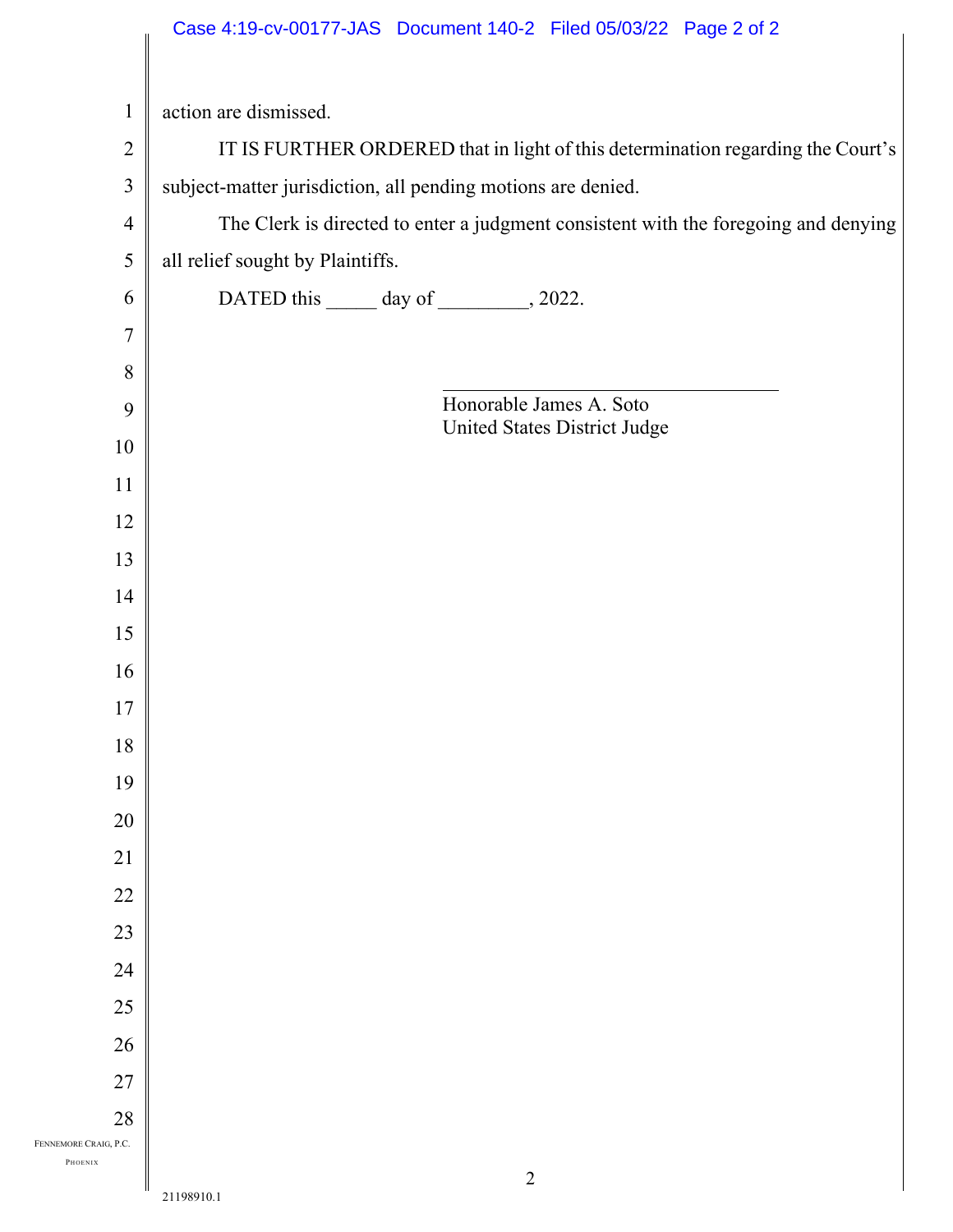action are dismissed.

IT IS FURTHER ORDERED that in light of this determination regarding the Court's subject-matter jurisdiction, all pending motions are denied.

The Clerk is directed to enter a judgment consistent with the foregoing and denying all relief sought by Plaintiffs.

DATED this _____ day of _________, 2022.

_________________________________
Honorable James A. Soto
United States District Judge